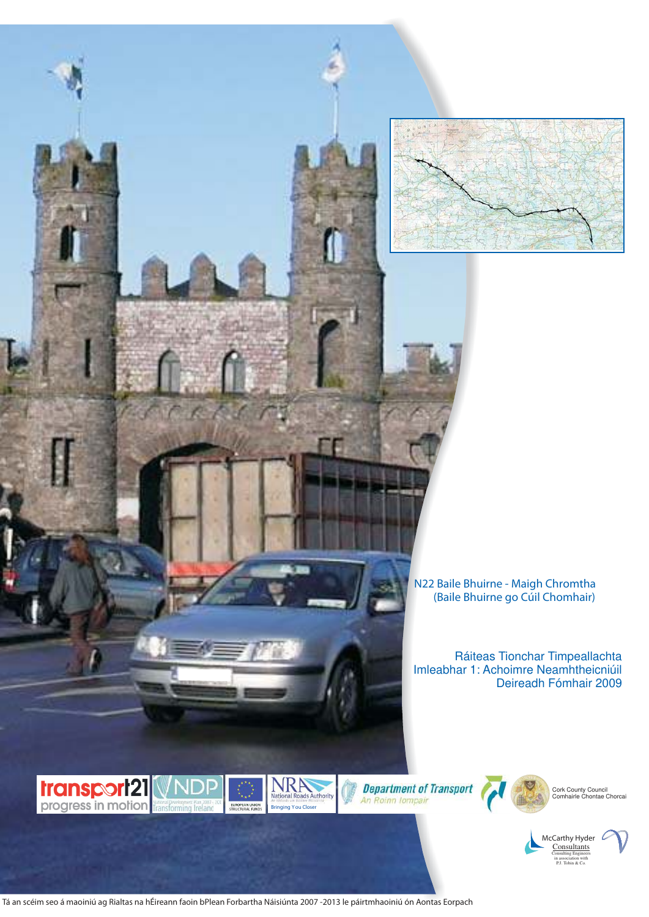# N22 Baile Bhuirne - Maigh Chromtha (Baile Bhuirne go Cúil Chomhair)

## Ráiteas Tionchar Timpeallachta
## Imleabhar 1: Achoimre Neamhtheicniúil
## Deireadh Fómhair 2009

transport21 progress in motion

NDP National Development Plan 2007 - 2013 Transforming Ireland

European Union Structural Funds

NRA National Roads Authority Bringing You Closer

Department of Transport An Roinn Iompair

Cork County Council Comhairle Chontae Chorcaí

McCarthy Hyder Consultants Consulting Engineers in association with P.J. Tobin & Co.

Tá an scéim seo á maoiniú ag Rialtas na hÉireann faoin bPlean Forbartha Náisiúnta 2007 -2013 le páirtmhaoiniú ón Aontas Eorpach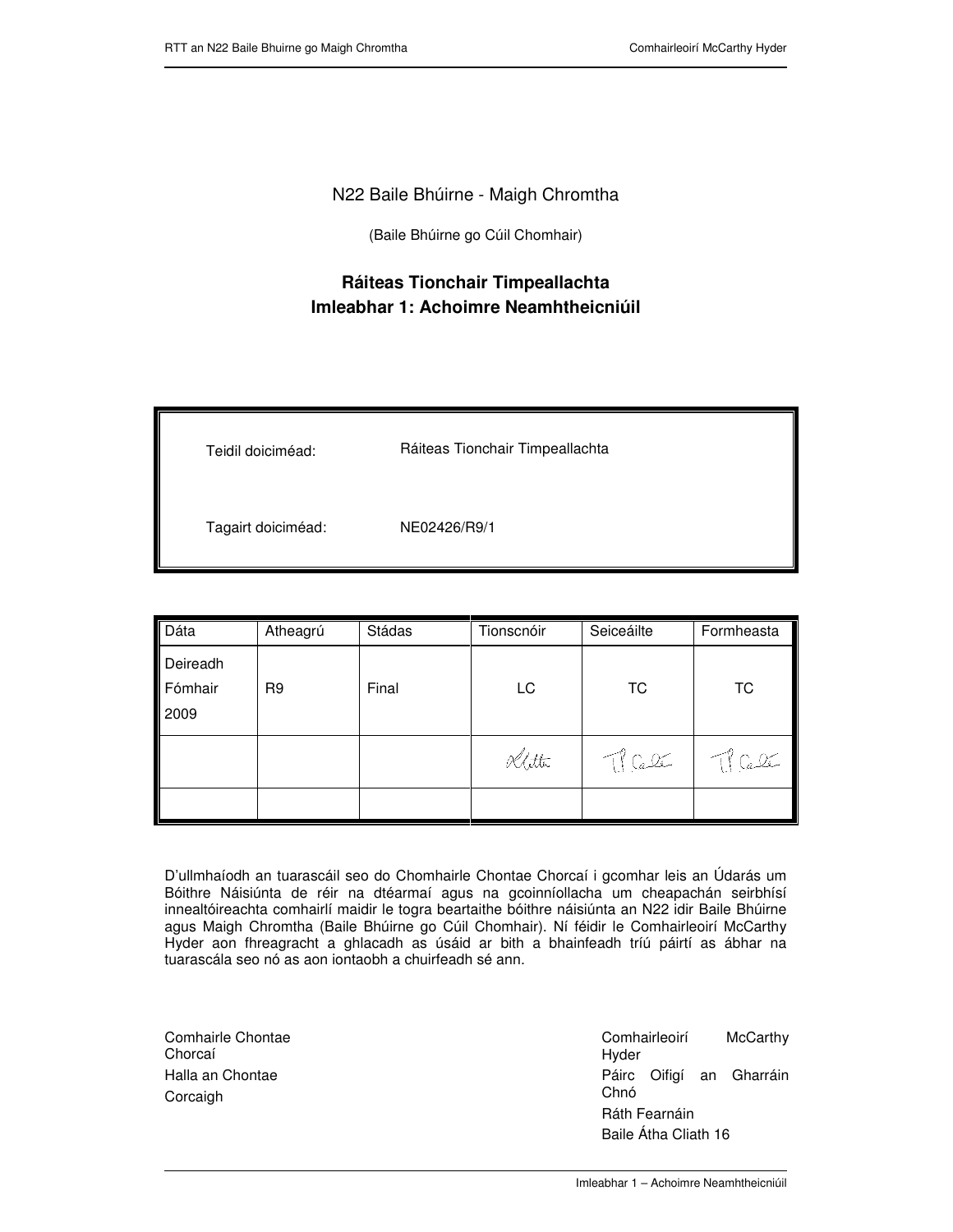N22 Baile Bhúirne - Maigh Chromtha

(Baile Bhúirne go Cúil Chomhair)

# Ráiteas Tionchair Timpeallachta
# Imleabhar 1: Achoimre Neamhtheicniúil

| | |
|---|---|
| Teidil doiciméad: | Ráiteas Tionchair Timpeallachta |
| Tagairt doiciméad: | NE02426/R9/1 |

| Dáta | Atheagrú | Stádas | Tionscnóir | Seiceáilte | Formheasta |
|---|---|---|---|---|---|
| Deireadh Fómhair 2009 | R9 | Final | LC | TC | TC |
| | | | | | |
| | | | | | |

D'ullmhaíodh an tuarascáil seo do Chomhairle Chontae Chorcaí i gcomhar leis an Údarás um Bóithre Náisiúnta de réir na dtéarmaí agus na gcoinníollacha um cheapachán seirbhísí innealtóireachta comhairlí maidir le togra beartaithe bóithre náisiúnta an N22 idir Baile Bhúirne agus Maigh Chromtha (Baile Bhúirne go Cúil Chomhair). Ní féidir le Comhairleoirí McCarthy Hyder aon fhreagracht a ghlacadh as úsáid ar bith a bhainfeadh tríú páirtí as ábhar na tuarascála seo nó as aon iontaobh a chuirfeadh sé ann.

Comhairle Chontae Chorcaí
Halla an Chontae
Corcaigh

Comhairleoirí McCarthy Hyder
Páirc Oifigí an Gharráin Chnó
Ráth Fearnáin
Baile Átha Cliath 16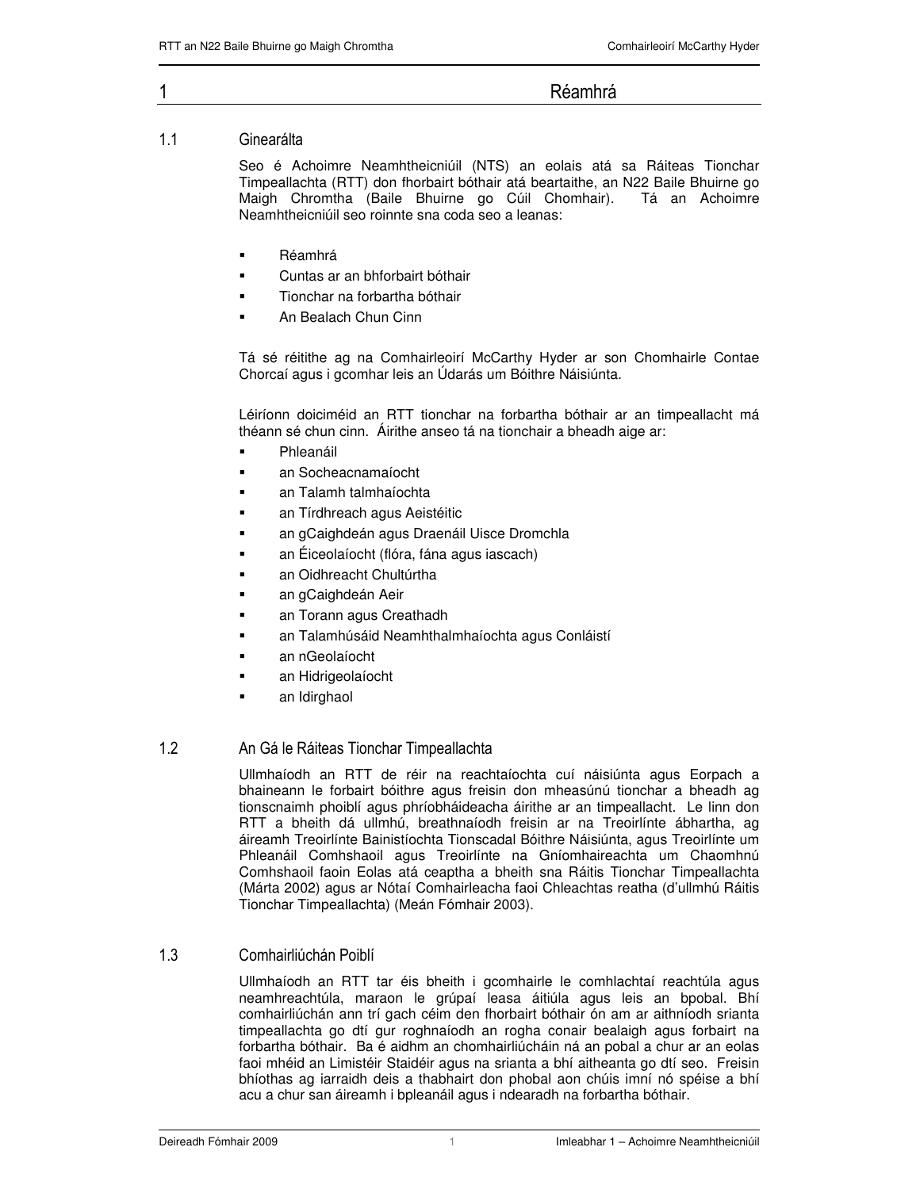# 1 Réamhrá

## 1.1 Ginearálta

Seo é Achoimre Neamhtheicniúil (NTS) an eolais atá sa Ráiteas Tionchar Timpeallachta (RTT) don fhorbairt bóthair atá beartaithe, an N22 Baile Bhuirne go Maigh Chromtha (Baile Bhuirne go Cúil Chomhair). Tá an Achoimre Neamhtheicniúil seo roinnte sna coda seo a leanas:

- Réamhrá
- Cuntas ar an bhforbairt bóthair
- Tionchar na forbartha bóthair
- An Bealach Chun Cinn

Tá sé réitithe ag na Comhairleoirí McCarthy Hyder ar son Chomhairle Contae Chorcaí agus i gcomhar leis an Údarás um Bóithre Náisiúnta.

Léiríonn doiciméid an RTT tionchar na forbartha bóthair ar an timpeallacht má théann sé chun cinn. Áirithe anseo tá na tionchair a bheadh aige ar:

- Phleanáil
- an Socheacnamaíocht
- an Talamh talmhaíochta
- an Tírdhreach agus Aeistéitic
- an gCaighdeán agus Draenáil Uisce Dromchla
- an Éiceolaíocht (flóra, fána agus iascach)
- an Oidhreacht Chultúrtha
- an gCaighdeán Aeir
- an Torann agus Creathadh
- an Talamhúsáid Neamhthalmhaíochta agus Conláistí
- an nGeolaíocht
- an Hidrigeolaíocht
- an Idirghaol

## 1.2 An Gá le Ráiteas Tionchar Timpeallachta

Ullmhaíodh an RTT de réir na reachtaíochta cuí náisiúnta agus Eorpach a bhaineann le forbairt bóithre agus freisin don mheasúnú tionchar a bheadh ag tionscnaimh phoiblí agus phríobháideacha áirithe ar an timpeallacht. Le linn don RTT a bheith dá ullmhú, breathnaíodh freisin ar na Treoirlínte ábhartha, ag áireamh Treoirlínte Bainistíochta Tionscadal Bóithre Náisiúnta, agus Treoirlínte um Phleanáil Comhshaoil agus Treoirlínte na Gníomhaireachta um Chaomhnú Comhshaoil faoin Eolas atá ceaptha a bheith sna Ráitis Tionchar Timpeallachta (Márta 2002) agus ar Nótaí Comhairleacha faoi Chleachtas reatha (d'ullmhú Ráitis Tionchar Timpeallachta) (Meán Fómhair 2003).

## 1.3 Comhairliúchán Poiblí

Ullmhaíodh an RTT tar éis bheith i gcomhairle le comhlachtaí reachtúla agus neamhreachtúla, maraon le grúpaí leasa áitiúla agus leis an bpobal. Bhí comhairliúchán ann trí gach céim den fhorbairt bóthair ón am ar aithníodh srianta timpeallachta go dtí gur roghnaíodh an rogha conair bealaigh agus forbairt na forbartha bóthair. Ba é aidhm an chomhairliúcháin ná an pobal a chur ar an eolas faoi mhéid an Limistéir Staidéir agus na srianta a bhí aitheanta go dtí seo. Freisin bhíothas ag iarraidh deis a thabhairt don phobal aon chúis imní nó spéise a bhí acu a chur san áireamh i bpleanáil agus i ndearadh na forbartha bóthair.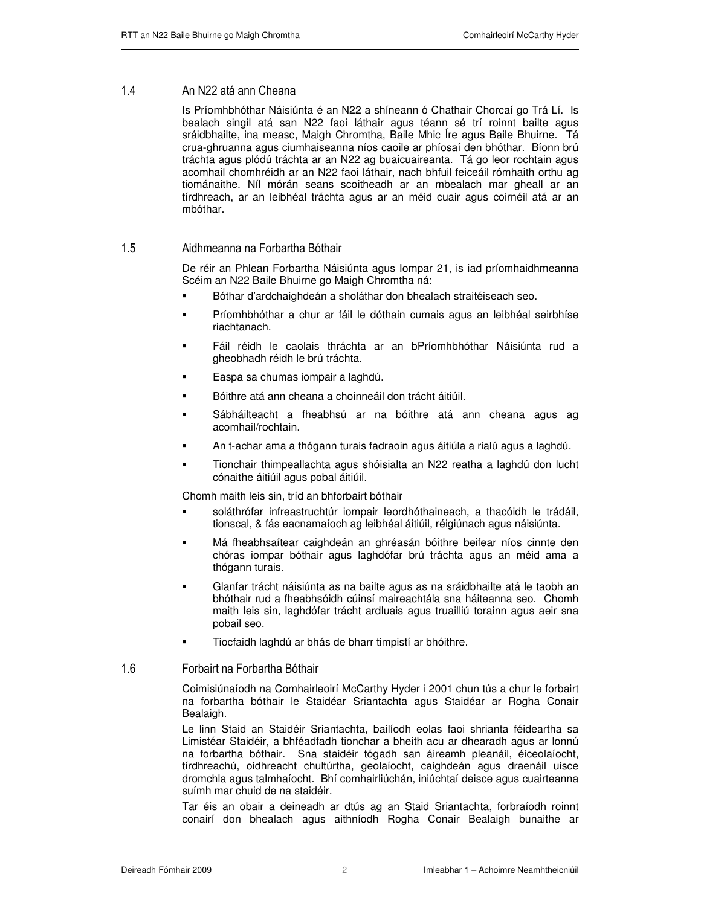## 1.4 An N22 atá ann Cheana

Is Príomhbhóthar Náisiúnta é an N22 a shíneann ó Chathair Chorcaí go Trá Lí. Is bealach singil atá san N22 faoi láthair agus téann sé trí roinnt bailte agus sráidbhailte, ina measc, Maigh Chromtha, Baile Mhic Íre agus Baile Bhuirne. Tá crua-ghruanna agus ciumhaiseanna níos caoile ar phíosaí den bhóthar. Bíonn brú tráchta agus plódú tráchta ar an N22 ag buaicuaireanta. Tá go leor rochtain agus acomhail chomhréidh ar an N22 faoi láthair, nach bhfuil feiceáil rómhaith orthu ag tiománaithe. Níl mórán seans scoitheadh ar an mbealach mar gheall ar an tírdhreach, ar an leibhéal tráchta agus ar an méid cuair agus coirnéil atá ar an mbóthar.

## 1.5 Aidhmeanna na Forbartha Bóthair

De réir an Phlean Forbartha Náisiúnta agus Iompar 21, is iad príomhaidhmeanna Scéim an N22 Baile Bhuirne go Maigh Chromtha ná:

- Bóthar d'ardchaighdeán a sholáthar don bhealach straitéiseach seo.
- Príomhbhóthar a chur ar fáil le dóthain cumais agus an leibhéal seirbhíse riachtanach.
- Fáil réidh le caolais thráchta ar an bPríomhbhóthar Náisiúnta rud a gheobhadh réidh le brú tráchta.
- Easpa sa chumas iompair a laghdú.
- Bóithre atá ann cheana a choinneáil don trácht áitiúil.
- Sábháilteacht a fheabhsú ar na bóithre atá ann cheana agus ag acomhail/rochtain.
- An t-achar ama a thógann turais fadraoin agus áitiúla a rialú agus a laghdú.
- Tionchair thimpeallachta agus shóisialta an N22 reatha a laghdú don lucht cónaithe áitiúil agus pobal áitiúil.

Chomh maith leis sin, tríd an bhforbairt bóthair

- soláthrófar infreastruchtúr iompair leordhóthaineach, a thacóidh le trádáil, tionscal, & fás eacnamaíoch ag leibhéal áitiúil, réigiúnach agus náisiúnta.
- Má fheabhsaítear caighdeán an ghréasán bóithre beifear níos cinnte den chóras iompar bóthair agus laghdófar brú tráchta agus an méid ama a thógann turais.
- Glanfar trácht náisiúnta as na bailte agus as na sráidbhailte atá le taobh an bhóthair rud a fheabhsóidh cúinsí maireachtála sna háiteanna seo. Chomh maith leis sin, laghdófar trácht ardluais agus truailliú torainn agus aeir sna pobail seo.
- Tiocfaidh laghdú ar bhás de bharr timpistí ar bhóithre.

## 1.6 Forbairt na Forbartha Bóthair

Coimisiúnaíodh na Comhairleoirí McCarthy Hyder i 2001 chun tús a chur le forbairt na forbartha bóthair le Staidéar Sriantachta agus Staidéar ar Rogha Conair Bealaigh.

Le linn Staid an Staidéir Sriantachta, bailíodh eolas faoi shrianta féideartha sa Limistéar Staidéir, a bhféadfadh tionchar a bheith acu ar dhearadh agus ar lonnú na forbartha bóthair. Sna staidéir tógadh san áireamh pleanáil, éiceolaíocht, tírdhreachú, oidhreacht chultúrtha, geolaíocht, caighdeán agus draenáil uisce dromchla agus talmhaíocht. Bhí comhairliúchán, iniúchtaí deisce agus cuairteanna suímh mar chuid de na staidéir.

Tar éis an obair a deineadh ar dtús ag an Staid Sriantachta, forbraíodh roinnt conairí don bhealach agus aithníodh Rogha Conair Bealaigh bunaithe ar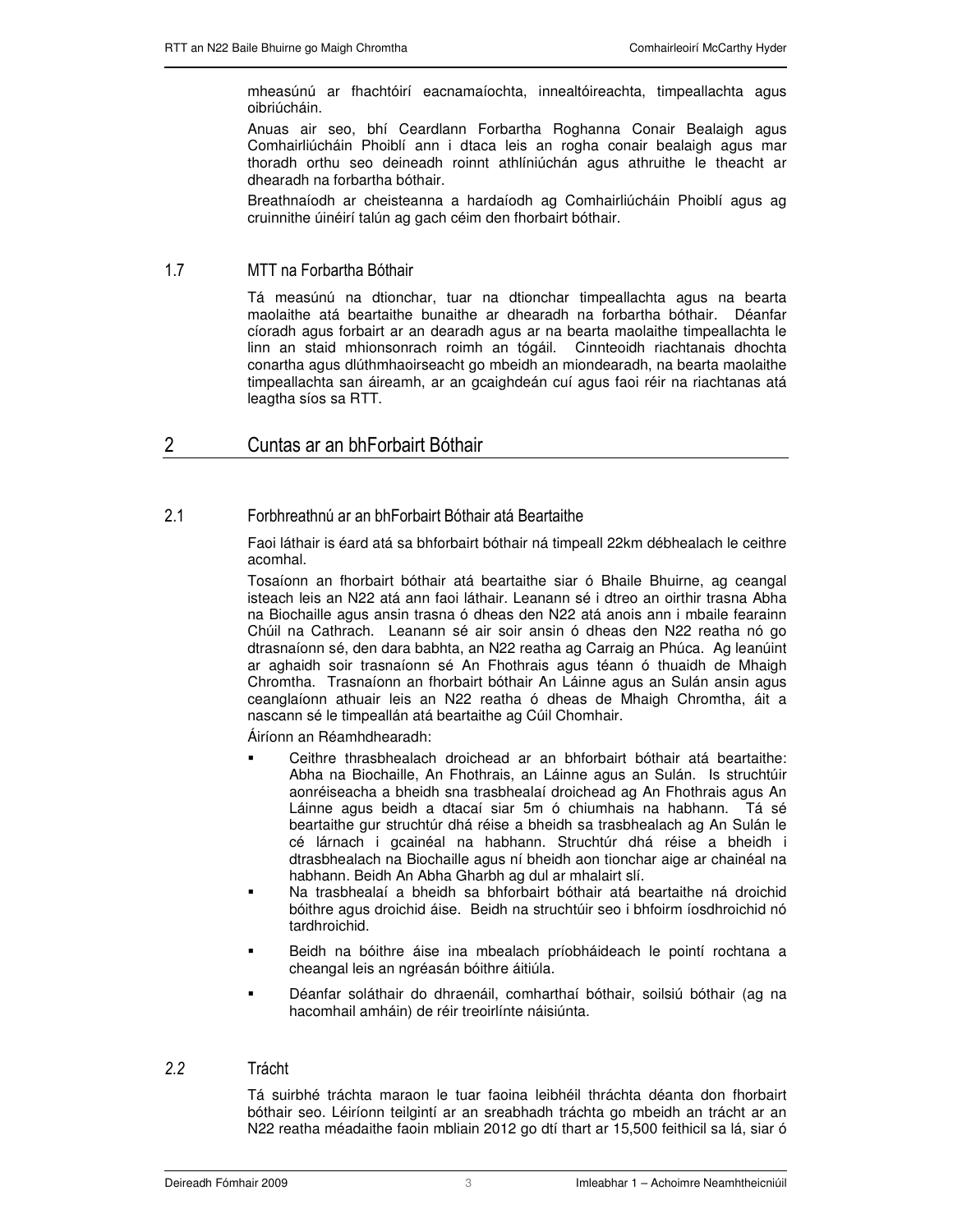mheasúnú ar fhachtóirí eacnamaíochta, innealtóireachta, timpeallachta agus oibriúcháin.

Anuas air seo, bhí Ceardlann Forbartha Roghanna Conair Bealaigh agus Comhairliúcháin Phoiblí ann i dtaca leis an rogha conair bealaigh agus mar thoradh orthu seo deineadh roinnt athlíniúchán agus athruithe le theacht ar dhearadh na forbartha bóthair.

Breathnaíodh ar cheisteanna a hardaíodh ag Comhairliúcháin Phoiblí agus ag cruinnithe úinéirí talún ag gach céim den fhorbairt bóthair.

### 1.7 MTT na Forbartha Bóthair

Tá measúnú na dtionchar, tuar na dtionchar timpeallachta agus na bearta maolaithe atá beartaithe bunaithe ar dhearadh na forbartha bóthair. Déanfar cíoradh agus forbairt ar an dearadh agus ar na bearta maolaithe timpeallachta le linn an staid mhionsonrach roimh an tógáil. Cinnteoidh riachtanais dhochta conartha agus dlúthmhaoirseacht go mbeidh an miondearadh, na bearta maolaithe timpeallachta san áireamh, ar an gcaighdeán cuí agus faoi réir na riachtanas atá leagtha síos sa RTT.

## 2 Cuntas ar an bhForbairt Bóthair

### 2.1 Forbhreathnú ar an bhForbairt Bóthair atá Beartaithe

Faoi láthair is éard atá sa bhforbairt bóthair ná timpeall 22km débhealach le ceithre acomhal.

Tosaíonn an fhorbairt bóthair atá beartaithe siar ó Bhaile Bhuirne, ag ceangal isteach leis an N22 atá ann faoi láthair. Leanann sé i dtreo an oirthir trasna Abha na Biochaille agus ansin trasna ó dheas den N22 atá anois ann i mbaile fearainn Chúil na Cathrach. Leanann sé air soir ansin ó dheas den N22 reatha nó go dtrasnaíonn sé, den dara babhta, an N22 reatha ag Carraig an Phúca. Ag leanúint ar aghaidh soir trasnaíonn sé An Fhothrais agus téann ó thuaidh de Mhaigh Chromtha. Trasnaíonn an fhorbairt bóthair An Láinne agus an Sulán ansin agus ceanglaíonn athuair leis an N22 reatha ó dheas de Mhaigh Chromtha, áit a nascann sé le timpeallán atá beartaithe ag Cúil Chomhair.

Áiríonn an Réamhdhearadh:

- Ceithre thrasbhealach droichead ar an bhforbairt bóthair atá beartaithe: Abha na Biochaille, An Fhothrais, an Láinne agus an Sulán. Is struchtúir aonréiseacha a bheidh sna trasbhealaí droichead ag An Fhothrais agus An Láinne agus beidh a dtacaí siar 5m ó chiumhais na habhann. Tá sé beartaithe gur struchtúr dhá réise a bheidh sa trasbhealach ag An Sulán le cé lárnach i gcainéal na habhann. Struchtúr dhá réise a bheidh i dtrasbhealach na Biochaille agus ní bheidh aon tionchar aige ar chainéal na habhann. Beidh An Abha Gharbh ag dul ar mhalairt slí.
- Na trasbhealaí a bheidh sa bhforbairt bóthair atá beartaithe ná droichid bóithre agus droichid áise. Beidh na struchtúir seo i bhfoirm íosdhroichid nó tardhroichid.
- Beidh na bóithre áise ina mbealach príobháideach le pointí rochtana a cheangal leis an ngréasán bóithre áitiúla.
- Déanfar soláthair do dhraenáil, comharthaí bóthair, soilsiú bóthair (ag na hacomhail amháin) de réir treoirlínte náisiúnta.

### *2.2* Trácht

Tá suirbhé tráchta maraon le tuar faoina leibhéil thráchta déanta don fhorbairt bóthair seo. Léiríonn teilgintí ar an sreabhadh tráchta go mbeidh an trácht ar an N22 reatha méadaithe faoin mbliain 2012 go dtí thart ar 15,500 feithicil sa lá, siar ó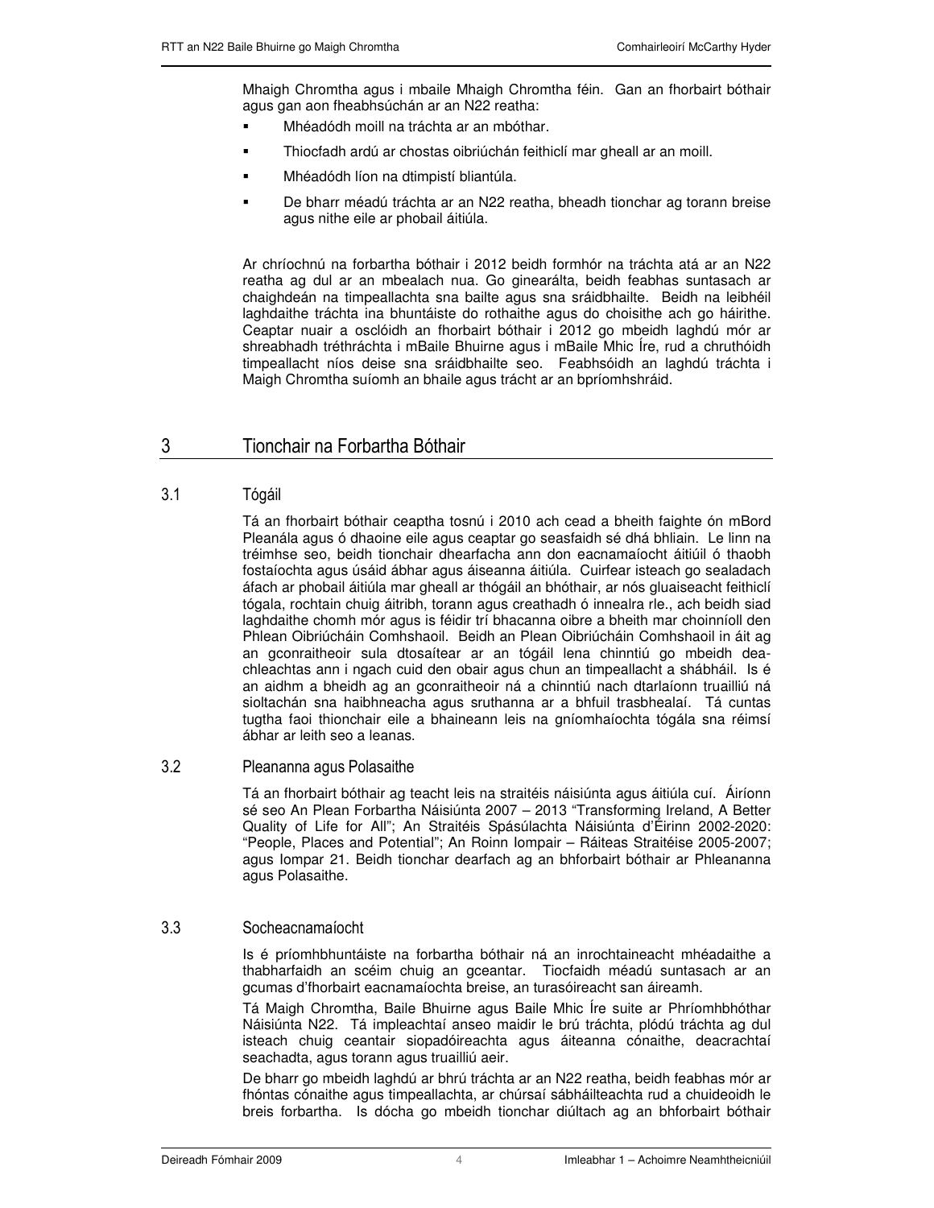Mhaigh Chromtha agus i mbaile Mhaigh Chromtha féin. Gan an fhorbairt bóthair agus gan aon fheabhsúchán ar an N22 reatha:

- Mhéadódh moill na tráchta ar an mbóthar.
- Thiocfadh ardú ar chostas oibriúchán feithiclí mar gheall ar an moill.
- Mhéadódh líon na dtimpistí bliantúla.
- De bharr méadú tráchta ar an N22 reatha, bheadh tionchar ag torann breise agus nithe eile ar phobail áitiúla.

Ar chríochnú na forbartha bóthair i 2012 beidh formhór na tráchta atá ar an N22 reatha ag dul ar an mbealach nua. Go ginearálta, beidh feabhas suntasach ar chaighdeán na timpeallachta sna bailte agus sna sráidbhailte. Beidh na leibhéil laghdaithe tráchta ina bhuntáiste do rothaithe agus do choisithe ach go háirithe. Ceaptar nuair a osclóidh an fhorbairt bóthair i 2012 go mbeidh laghdú mór ar shreabhadh tréthráchta i mBaile Bhuirne agus i mBaile Mhic Íre, rud a chruthóidh timpeallacht níos deise sna sráidbhailte seo. Feabhsóidh an laghdú tráchta i Maigh Chromtha suíomh an bhaile agus trácht ar an bpríomhshráid.

# 3 Tionchair na Forbartha Bóthair

## 3.1 Tógáil

Tá an fhorbairt bóthair ceaptha tosnú i 2010 ach cead a bheith faighte ón mBord Pleanála agus ó dhaoine eile agus ceaptar go seasfaidh sé dhá bhliain. Le linn na tréimhse seo, beidh tionchair dhearfacha ann don eacnamaíocht áitiúil ó thaobh fostaíochta agus úsáid ábhar agus áiseanna áitiúla. Cuirfear isteach go sealadach áfach ar phobail áitiúla mar gheall ar thógáil an bhóthair, ar nós gluaiseacht feithiclí tógala, rochtain chuig áitribh, torann agus creathadh ó innealra rle., ach beidh siad laghdaithe chomh mór agus is féidir trí bhacanna oibre a bheith mar choinníoll den Phlean Oibriúcháin Comhshaoil. Beidh an Plean Oibriúcháin Comhshaoil in áit ag an gconraitheoir sula dtosaítear ar an tógáil lena chinntiú go mbeidh dea-chleachtas ann i ngach cuid den obair agus chun an timpeallacht a shábháil. Is é an aidhm a bheidh ag an gconraitheoir ná a chinntiú nach dtarlaíonn truailliú ná sioltachán sna haibhneacha agus sruthanna ar a bhfuil trasbhealaí. Tá cuntas tugtha faoi thionchair eile a bhaineann leis na gníomhaíochta tógála sna réimsí ábhar ar leith seo a leanas.

## 3.2 Pleananna agus Polasaithe

Tá an fhorbairt bóthair ag teacht leis na straitéis náisiúnta agus áitiúla cuí. Áiríonn sé seo An Plean Forbartha Náisiúnta 2007 – 2013 "Transforming Ireland, A Better Quality of Life for All"; An Straitéis Spásúlachta Náisiúnta d'Éirinn 2002-2020: "People, Places and Potential"; An Roinn Iompair – Ráiteas Straitéise 2005-2007; agus Iompar 21. Beidh tionchar dearfach ag an bhforbairt bóthair ar Phleananna agus Polasaithe.

## 3.3 Socheacnamaíocht

Is é príomhbhuntáiste na forbartha bóthair ná an inrochtaineacht mhéadaithe a thabharfaidh an scéim chuig an gceantar. Tiocfaidh méadú suntasach ar an gcumas d'fhorbairt eacnamaíochta breise, an turasóireacht san áireamh.

Tá Maigh Chromtha, Baile Bhuirne agus Baile Mhic Íre suite ar Phríomhbhóthar Náisiúnta N22. Tá impleachtaí anseo maidir le brú tráchta, plódú tráchta ag dul isteach chuig ceantair siopadóireachta agus áiteanna cónaithe, deacrachtaí seachadta, agus torann agus truailliú aeir.

De bharr go mbeidh laghdú ar bhrú tráchta ar an N22 reatha, beidh feabhas mór ar fhóntas cónaithe agus timpeallachta, ar chúrsaí sábháilteachta rud a chuideoidh le breis forbartha. Is dócha go mbeidh tionchar diúltach ag an bhforbairt bóthair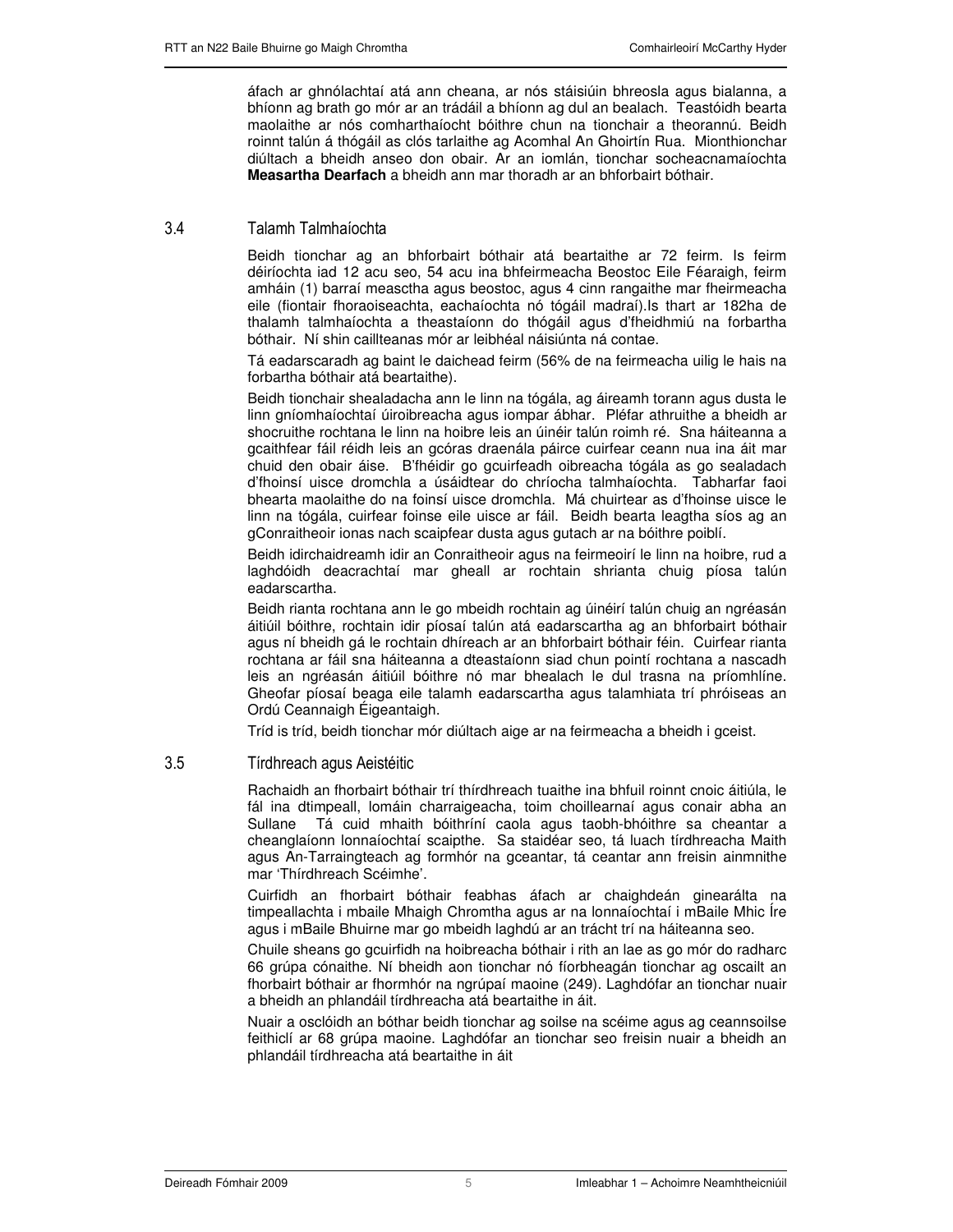áfach ar ghnólachtaí atá ann cheana, ar nós stáisiúin bhreosla agus bialanna, a bhíonn ag brath go mór ar an trádáil a bhíonn ag dul an bealach. Teastóidh bearta maolaithe ar nós comharthaíocht bóithre chun na tionchair a theorannú. Beidh roinnt talún á thógáil as clós tarlaithe ag Acomhal An Ghoirtín Rua. Mionthionchar diúltach a bheidh anseo don obair. Ar an iomlán, tionchar socheacnamaíochta **Measartha Dearfach** a bheidh ann mar thoradh ar an bhforbairt bóthair.

## 3.4 Talamh Talmhaíochta

Beidh tionchar ag an bhforbairt bóthair atá beartaithe ar 72 feirm. Is feirm déiríochta iad 12 acu seo, 54 acu ina bhfeirmeacha Beostoc Eile Féaraigh, feirm amháin (1) barraí measctha agus beostoc, agus 4 cinn rangaithe mar fheirmeacha eile (fiontair fhoraoiseachta, eachaíochta nó tógáil madraí).Is thart ar 182ha de thalamh talmhaíochta a theastaíonn do thógáil agus d'fheidhmiú na forbartha bóthair. Ní shin caillteanas mór ar leibhéal náisiúnta ná contae.

Tá eadarscaradh ag baint le daichead feirm (56% de na feirmeacha uilig le hais na forbartha bóthair atá beartaithe).

Beidh tionchair shealadacha ann le linn na tógála, ag áireamh torann agus dusta le linn gníomhaíochtaí úiroibreacha agus iompar ábhar. Pléfar athruithe a bheidh ar shocruithe rochtana le linn na hoibre leis an úinéir talún roimh ré. Sna háiteanna a gcaithfear fáil réidh leis an gcóras draenála páirce cuirfear ceann nua ina áit mar chuid den obair áise. B'fhéidir go gcuirfeadh oibreacha tógála as go sealadach d'fhoinsí uisce dromchla a úsáidtear do chríocha talmhaíochta. Tabharfar faoi bhearta maolaithe do na foinsí uisce dromchla. Má chuirtear as d'fhoinse uisce le linn na tógála, cuirfear foinse eile uisce ar fáil. Beidh bearta leagtha síos ag an gConraitheoir ionas nach scaipfear dusta agus gutach ar na bóithre poiblí.

Beidh idirchaidreamh idir an Conraitheoir agus na feirmeoirí le linn na hoibre, rud a laghdóidh deacrachtaí mar gheall ar rochtain shrianta chuig píosa talún eadarscartha.

Beidh rianta rochtana ann le go mbeidh rochtain ag úinéirí talún chuig an ngréasán áitiúil bóithre, rochtain idir píosaí talún atá eadarscartha ag an bhforbairt bóthair agus ní bheidh gá le rochtain dhíreach ar an bhforbairt bóthair féin. Cuirfear rianta rochtana ar fáil sna háiteanna a dteastaíonn siad chun pointí rochtana a nascadh leis an ngréasán áitiúil bóithre nó mar bhealach le dul trasna na príomhlíne. Gheofar píosaí beaga eile talamh eadarscartha agus talamhiata trí phróiseas an Ordú Ceannaigh Éigeantaigh.

Tríd is tríd, beidh tionchar mór diúltach aige ar na feirmeacha a bheidh i gceist.

## 3.5 Tírdhreach agus Aeistéitic

Rachaidh an fhorbairt bóthair trí thírdhreach tuaithe ina bhfuil roinnt cnoic áitiúla, le fál ina dtimpeall, lomáin charraigeacha, toim choillearnaí agus conair abha an Sullane Tá cuid mhaith bóithríní caola agus taobh-bhóithre sa cheantar a cheanglaíonn lonnaíochtaí scaipthe. Sa staidéar seo, tá luach tírdhreacha Maith agus An-Tarraingteach ag formhór na gceantar, tá ceantar ann freisin ainmnithe mar 'Thírdhreach Scéimhe'.

Cuirfidh an fhorbairt bóthair feabhas áfach ar chaighdeán ginearálta na timpeallachta i mbaile Mhaigh Chromtha agus ar na lonnaíochtaí i mBaile Mhic Íre agus i mBaile Bhuirne mar go mbeidh laghdú ar an trácht trí na háiteanna seo.

Chuile sheans go gcuirfidh na hoibreacha bóthair i rith an lae as go mór do radharc 66 grúpa cónaithe. Ní bheidh aon tionchar nó fíorbheagán tionchar ag oscailt an fhorbairt bóthair ar fhormhór na ngrúpaí maoine (249). Laghdófar an tionchar nuair a bheidh an phlandáil tírdhreacha atá beartaithe in áit.

Nuair a osclóidh an bóthar beidh tionchar ag soilse na scéime agus ag ceannsoilse feithiclí ar 68 grúpa maoine. Laghdófar an tionchar seo freisin nuair a bheidh an phlandáil tírdhreacha atá beartaithe in áit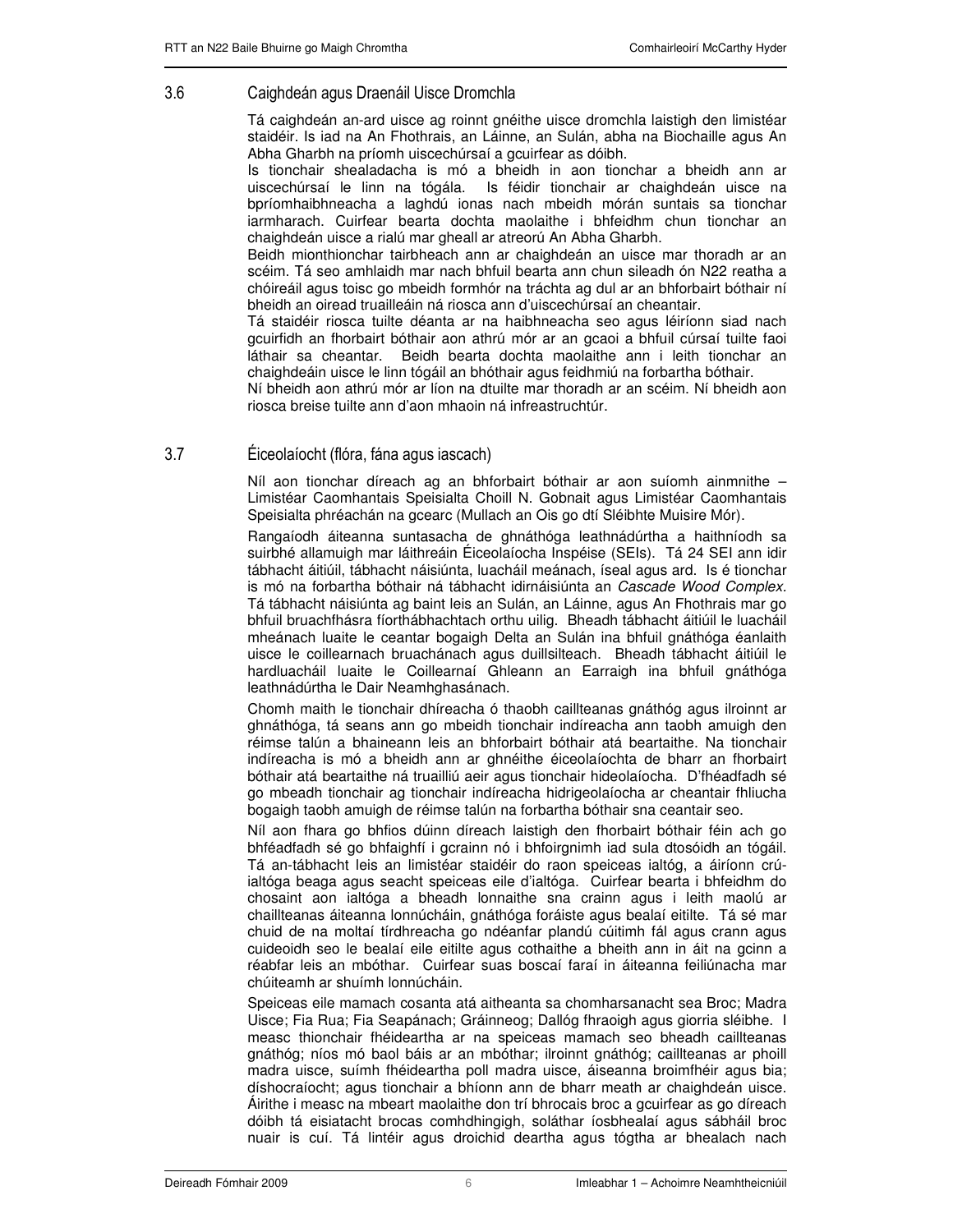## 3.6 Caighdeán agus Draenáil Uisce Dromchla

Tá caighdeán an-ard uisce ag roinnt gnéithe uisce dromchla laistigh den limistéar staidéir. Is iad na An Fhothrais, an Láinne, an Sulán, abha na Biochaille agus An Abha Gharbh na príomh uiscechúrsaí a gcuirfear as dóibh.

Is tionchair shealadacha is mó a bheidh in aon tionchar a bheidh ann ar uiscechúrsaí le linn na tógála. Is féidir tionchair ar chaighdeán uisce na bpríomhaibhneacha a laghdú ionas nach mbeidh mórán suntais sa tionchar iarmharach. Cuirfear bearta dochta maolaithe i bhfeidhm chun tionchar an chaighdeán uisce a rialú mar gheall ar atreorú An Abha Gharbh.

Beidh mionthionchar tairbheach ann ar chaighdeán an uisce mar thoradh ar an scéim. Tá seo amhlaidh mar nach bhfuil bearta ann chun sileadh ón N22 reatha a chóireáil agus toisc go mbeidh formhór na tráchta ag dul ar an bhforbairt bóthair ní bheidh an oiread truailleáin ná riosca ann d'uiscechúrsaí an cheantair.

Tá staidéir riosca tuilte déanta ar na haibhneacha seo agus léiríonn siad nach gcuirfidh an fhorbairt bóthair aon athrú mór ar an gcaoi a bhfuil cúrsaí tuilte faoi láthair sa cheantar. Beidh bearta dochta maolaithe ann i leith tionchar an chaighdeáin uisce le linn tógáil an bhóthair agus feidhmiú na forbartha bóthair.

Ní bheidh aon athrú mór ar líon na dtuilte mar thoradh ar an scéim. Ní bheidh aon riosca breise tuilte ann d'aon mhaoin ná infreastruchtúr.

## 3.7 Éiceolaíocht (flóra, fána agus iascach)

Níl aon tionchar díreach ag an bhforbairt bóthair ar aon suíomh ainmnithe – Limistéar Caomhantais Speisialta Choill N. Gobnait agus Limistéar Caomhantais Speisialta phréachán na gcearc (Mullach an Ois go dtí Sléibhte Muisire Mór).

Rangaíodh áiteanna suntasacha de ghnáthóga leathnádúrtha a haithníodh sa suirbhé allamuigh mar láithreáin Éiceolaíocha Inspéise (SEIs). Tá 24 SEI ann idir tábhacht áitiúil, tábhacht náisiúnta, luacháil meánach, íseal agus ard. Is é tionchar is mó na forbartha bóthair ná tábhacht idirnáisiúnta an *Cascade Wood Complex.* Tá tábhacht náisiúnta ag baint leis an Sulán, an Láinne, agus An Fhothrais mar go bhfuil bruachfhásra fíorthábhachtach orthu uilig. Bheadh tábhacht áitiúil le luacháil mheánach luaite le ceantar bogaigh Delta an Sulán ina bhfuil gnáthóga éanlaith uisce le coillearnach bruachánach agus duillsilteach. Bheadh tábhacht áitiúil le hardluacháil luaite le Coillearnaí Ghleann an Earraigh ina bhfuil gnáthóga leathnádúrtha le Dair Neamhghasánach.

Chomh maith le tionchair dhíreacha ó thaobh caillteanas gnáthóg agus ilroinnt ar ghnáthóga, tá seans ann go mbeidh tionchair indíreacha ann taobh amuigh den réimse talún a bhaineann leis an bhforbairt bóthair atá beartaithe. Na tionchair indíreacha is mó a bheidh ann ar ghnéithe éiceolaíochta de bharr an fhorbairt bóthair atá beartaithe ná truailliú aeir agus tionchair hideolaíocha. D'fhéadfadh sé go mbeadh tionchair ag tionchair indíreacha hidrigeolaíocha ar cheantair fhliucha bogaigh taobh amuigh de réimse talún na forbartha bóthair sna ceantair seo.

Níl aon fhara go bhfios dúinn díreach laistigh den fhorbairt bóthair féin ach go bhféadfadh sé go bhfaighfí i gcrainn nó i bhfoirgnimh iad sula dtosóidh an tógáil. Tá an-tábhacht leis an limistéar staidéir do raon speiceas ialtóg, a áiríonn crú-ialtóga beaga agus seacht speiceas eile d'ialtóga. Cuirfear bearta i bhfeidhm do chosaint aon ialtóga a bheadh lonnaithe sna crainn agus i leith maolú ar chaillteanas áiteanna lonnúcháin, gnáthóga foráiste agus bealaí eitilte. Tá sé mar chuid de na moltaí tírdhreacha go ndéanfar plandú cúitimh fál agus crann agus cuideoidh seo le bealaí eile eitilte agus cothaithe a bheith ann in áit na gcinn a réabfar leis an mbóthar. Cuirfear suas boscaí faraí in áiteanna feiliúnacha mar chúiteamh ar shuímh lonnúcháin.

Speiceas eile mamach cosanta atá aitheanta sa chomharsanacht sea Broc; Madra Uisce; Fia Rua; Fia Seapánach; Gráinneog; Dallóg fhraoigh agus giorria sléibhe. I measc thionchair fhéideartha ar na speiceas mamach seo bheadh caillteanas gnáthóg; níos mó baol báis ar an mbóthar; ilroinnt gnáthóg; caillteanas ar phoill madra uisce, suímh fhéideartha poll madra uisce, áiseanna broimfhéir agus bia; díshocraíocht; agus tionchair a bhíonn ann de bharr meath ar chaighdeán uisce. Áirithe i measc na mbeart maolaithe don trí bhrocais broc a gcuirfear as go díreach dóibh tá eisiatacht brocas comhdhingigh, soláthar íosbhealaí agus sábháil broc nuair is cuí. Tá lintéir agus droichid deartha agus tógtha ar bhealach nach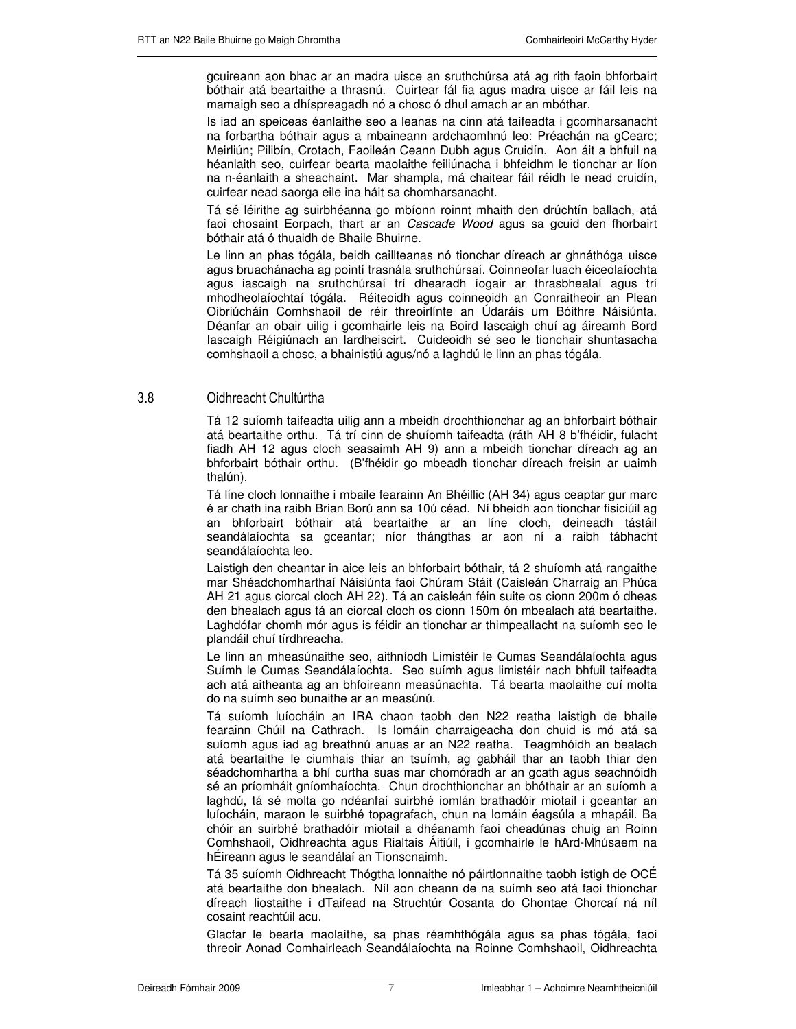gcuireann aon bhac ar an madra uisce an sruthchúrsa atá ag rith faoin bhforbairt bóthair atá beartaithe a thrasnú. Cuirtear fál fia agus madra uisce ar fáil leis na mamaigh seo a dhíspreagadh nó a chosc ó dhul amach ar an mbóthar.

Is iad an speiceas éanlaithe seo a leanas na cinn atá taifeadta i gcomharsanacht na forbartha bóthair agus a mbaineann ardchaomhnú leo: Préachán na gCearc; Meirliún; Pilibín, Crotach, Faoileán Ceann Dubh agus Cruidín. Aon áit a bhfuil na héanlaith seo, cuirfear bearta maolaithe feiliúnacha i bhfeidhm le tionchar ar líon na n-éanlaith a sheachaint. Mar shampla, má chaitear fáil réidh le nead cruidín, cuirfear nead saorga eile ina háit sa chomharsanacht.

Tá sé léirithe ag suirbhéanna go mbíonn roinnt mhaith den drúchtín ballach, atá faoi chosaint Eorpach, thart ar an *Cascade Wood* agus sa gcuid den fhorbairt bóthair atá ó thuaidh de Bhaile Bhuirne.

Le linn an phas tógála, beidh caillteanas nó tionchar díreach ar ghnáthóga uisce agus bruachánacha ag pointí trasnála sruthchúrsaí. Coinneofar luach éiceolaíochta agus iascaigh na sruthchúrsaí trí dhearadh íogair ar thrasbhealaí agus trí mhodheolaíochtaí tógála. Réiteoidh agus coinneoidh an Conraitheoir an Plean Oibriúcháin Comhshaoil de réir threoirlínte an Údaráis um Bóithre Náisiúnta. Déanfar an obair uilig i gcomhairle leis na Boird Iascaigh chuí ag áireamh Bord Iascaigh Réigiúnach an Iardheiscirt. Cuideoidh sé seo le tionchair shuntasacha comhshaoil a chosc, a bhainistiú agus/nó a laghdú le linn an phas tógála.

## 3.8 Oidhreacht Chultúrtha

Tá 12 suíomh taifeadta uilig ann a mbeidh drochthionchar ag an bhforbairt bóthair atá beartaithe orthu. Tá trí cinn de shuíomh taifeadta (ráth AH 8 b'fhéidir, fulacht fiadh AH 12 agus cloch seasaimh AH 9) ann a mbeidh tionchar díreach ag an bhforbairt bóthair orthu. (B'fhéidir go mbeadh tionchar díreach freisin ar uaimh thalún).

Tá líne cloch lonnaithe i mbaile fearainn An Bhéillic (AH 34) agus ceaptar gur marc é ar chath ina raibh BrianBorú ann sa 10ú céad. Ní bheidh aon tionchar fisiciúil ag an bhforbairt bóthair atá beartaithe ar an líne cloch, deineadh tástáil seandálaíochta sa gceantar; níor thángthas ar aon ní a raibh tábhacht seandálaíochta leo.

Laistigh den cheantar in aice leis an bhforbairt bóthair, tá 2 shuíomh atá rangaithe mar Shéadchomharthaí Náisiúnta faoi Chúram Stáit (Caisleán Charraig an Phúca AH 21 agus ciorcal cloch AH 22). Tá an caisleán féin suite os cionn 200m ó dheas den bhealach agus tá an ciorcal cloch os cionn 150m ón mbealach atá beartaithe. Laghdófar chomh mór agus is féidir an tionchar ar thimpeallacht na suíomh seo le plandáil chuí tírdhreacha.

Le linn an mheasúnaithe seo, aithníodh Limistéir le Cumas Seandálaíochta agus Suímh le Cumas Seandálaíochta. Seo suímh agus limistéir nach bhfuil taifeadta ach atá aitheanta ag an bhfoireann measúnachta. Tá bearta maolaithe cuí molta do na suímh seo bunaithe ar an measúnú.

Tá suíomh luíocháin an IRA chaon taobh den N22 reatha laistigh de bhaile fearainn Chúil na Cathrach. Is lomáin charraigeacha don chuid is mó atá sa suíomh agus iad ag breathnú anuas ar an N22 reatha. Teagmhóidh an bealach atá beartaithe le ciumhais thiar an tsuímh, ag gabháil thar an taobh thiar den séadchomhartha a bhí curtha suas mar chomóradh ar an gcath agus seachnóidh sé an príomháit gníomhaíochta. Chun drochthionchar an bhóthair ar an suíomh a laghdú, tá sé molta go ndéanfaí suirbhé iomlán brathadóir miotail i gceantar an luíocháin, maraon le suirbhé topagrafach, chun na lomáin éagsúla a mhapáil. Ba chóir an suirbhé brathadóir miotail a dhéanamh faoi cheadúnas chuig an Roinn Comhshaoil, Oidhreachta agus Rialtais Áitiúil, i gcomhairle le hArd-Mhúsaem na hÉireann agus le seandálaí an Tionscnaimh.

Tá 35 suíomh Oidhreacht Thógtha lonnaithe nó páirtlonnaithe taobh istigh de OCÉ atá beartaithe don bhealach. Níl aon cheann de na suímh seo atá faoi thionchar díreach liostaithe i dTaifead na Struchtúr Cosanta do Chontae Chorcaí ná níl cosaint reachtúil acu.

Glacfar le bearta maolaithe, sa phas réamhthógála agus sa phas tógála, faoi threoir Aonad Comhairleach Seandálaíochta na Roinne Comhshaoil, Oidhreachta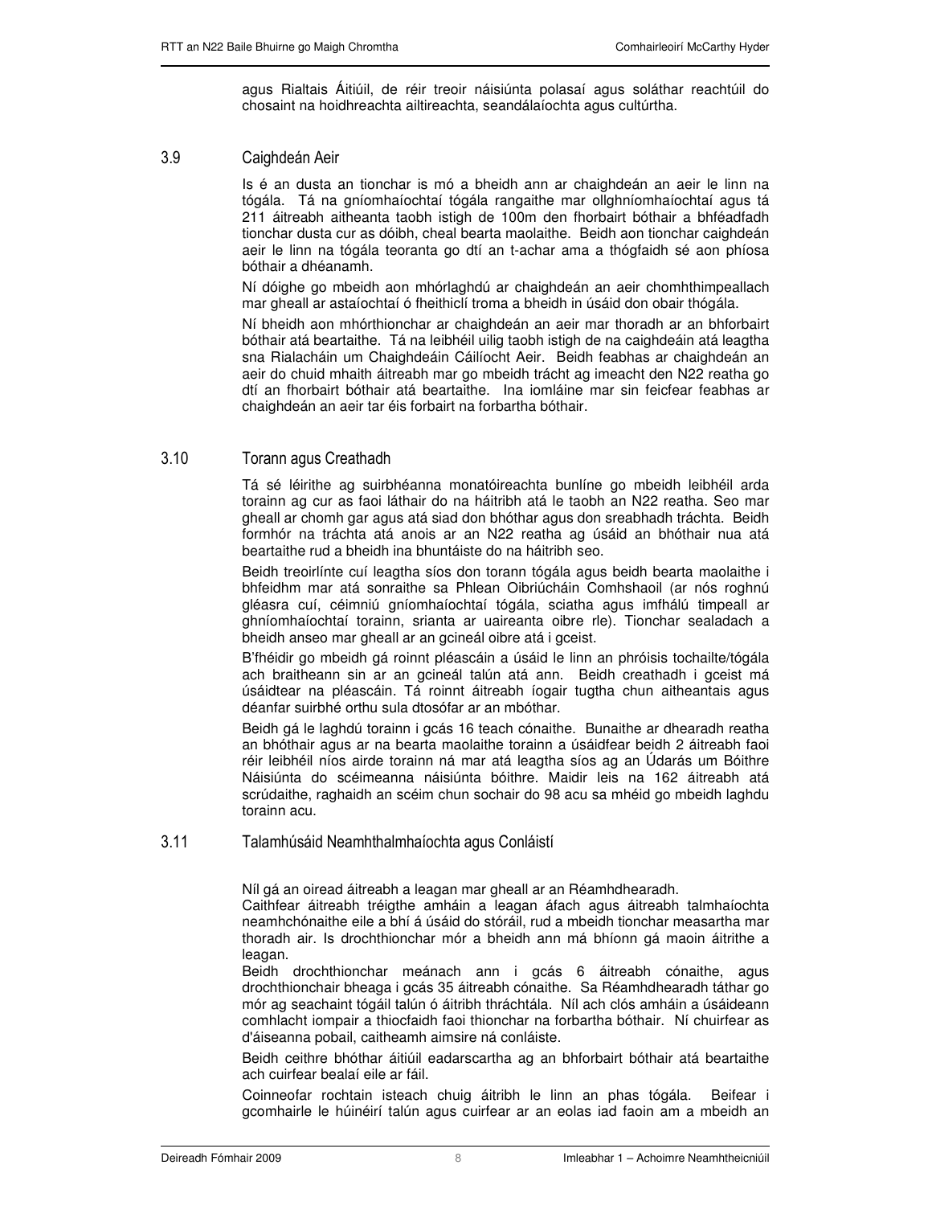agus Rialtais Áitiúil, de réir treoir náisiúnta polasaí agus soláthar reachtúil do chosaint na hoidhreachta ailtireachta, seandálaíochta agus cultúrtha.

## 3.9 Caighdeán Aeir

Is é an dusta an tionchar is mó a bheidh ann ar chaighdeán an aeir le linn na tógála. Tá na gníomhaíochtaí tógála rangaithe mar ollghníomhaíochtaí agus tá 211 áitreabh aitheanta taobh istigh de 100m den fhorbairt bóthair a bhféadfadh tionchar dusta cur as dóibh, cheal bearta maolaithe. Beidh aon tionchar caighdeán aeir le linn na tógála teoranta go dtí an t-achar ama a thógfaidh sé aon phíosa bóthair a dhéanamh.

Ní dóighe go mbeidh aon mhórlaghdú ar chaighdeán an aeir chomhthimpeallach mar gheall ar astaíochtaí ó fheithiclí troma a bheidh in úsáid don obair thógála.

Ní bheidh aon mhórthionchar ar chaighdeán an aeir mar thoradh ar an bhforbairt bóthair atá beartaithe. Tá na leibhéil uilig taobh istigh de na caighdeáin atá leagtha sna Rialacháin um Chaighdeáin Cáilíocht Aeir. Beidh feabhas ar chaighdeán an aeir do chuid mhaith áitreabh mar go mbeidh trácht ag imeacht den N22 reatha go dtí an fhorbairt bóthair atá beartaithe. Ina iomláine mar sin feicfear feabhas ar chaighdeán an aeir tar éis forbairt na forbartha bóthair.

## 3.10 Torann agus Creathadh

Tá sé léirithe ag suirbhéanna monatóireachta bunlíne go mbeidh leibhéil arda torainn ag cur as faoi láthair do na háitribh atá le taobh an N22 reatha. Seo mar gheall ar chomh gar agus atá siad don bhóthar agus don sreabhadh tráchta. Beidh formhór na tráchta atá anois ar an N22 reatha ag úsáid an bhóthair nua atá beartaithe rud a bheidh ina bhuntáiste do na háitribh seo.

Beidh treoirlínte cuí leagtha síos don torann tógála agus beidh bearta maolaithe i bhfeidhm mar atá sonraithe sa Phlean Oibriúcháin Comhshaoil (ar nós roghnú gléasra cuí, céimniú gníomhaíochtaí tógála, sciatha agus imfhálú timpeall ar ghníomhaíochtaí torainn, srianta ar uaireanta oibre rle). Tionchar sealadach a bheidh anseo mar gheall ar an gcineál oibre atá i gceist.

B'fhéidir go mbeidh gá roinnt pléascáin a úsáid le linn an phróisis tochailte/tógála ach braitheann sin ar an gcineál talún atá ann. Beidh creathadh i gceist má úsáidtear na pléascáin. Tá roinnt áitreabh íogair tugtha chun aitheantais agus déanfar suirbhé orthu sula dtosófar ar an mbóthar.

Beidh gá le laghdú torainn i gcás 16 teach cónaithe. Bunaithe ar dhearadh reatha an bhóthair agus ar na bearta maolaithe torainn a úsáidfear beidh 2 áitreabh faoi réir leibhéil níos airde torainn ná mar atá leagtha síos ag an Údarás um Bóithre Náisiúnta do scéimeanna náisiúnta bóithre. Maidir leis na 162 áitreabh atá scrúdaithe, raghaidh an scéim chun sochair do 98 acu sa mhéid go mbeidh laghdu torainn acu.

## 3.11 Talamhúsáid Neamhthalmhaíochta agus Conláistí

Níl gá an oiread áitreabh a leagan mar gheall ar an Réamhdhearadh.

Caithfear áitreabh tréigthe amháin a leagan áfach agus áitreabh talmhaíochta neamhchónaithe eile a bhí á úsáid do stóráil, rud a mbeidh tionchar measartha mar thoradh air. Is drochthionchar mór a bheidh ann má bhíonn gá maoin áitrithe a leagan.

Beidh drochthionchar meánach ann i gcás 6 áitreabh cónaithe, agus drochthionchair bheaga i gcás 35 áitreabh cónaithe. Sa Réamhdhearadh táthar go mór ag seachaint tógáil talún ó áitribh thráchtála. Níl ach clós amháin a úsáideann comhlacht iompair a thiocfaidh faoi thionchar na forbartha bóthair. Ní chuirfear as d'áiseanna pobail, caitheamh aimsire ná conláiste.

Beidh ceithre bhóthar áitiúil eadarscartha ag an bhforbairt bóthair atá beartaithe ach cuirfear bealaí eile ar fáil.

Coinneofar rochtain isteach chuig áitribh le linn an phas tógála. Beifear i gcomhairle le húinéirí talún agus cuirfear ar an eolas iad faoin am a mbeidh an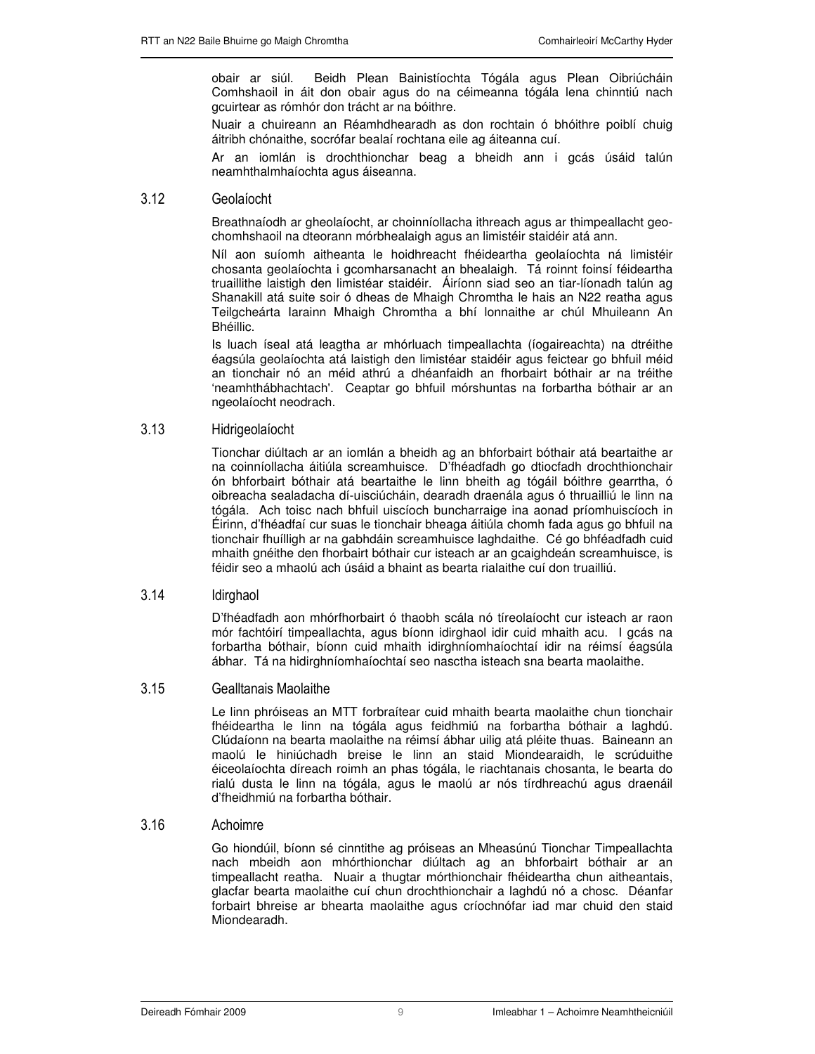obair ar siúl. Beidh Plean Bainistíochta Tógála agus Plean Oibriúcháin Comhshaoil in áit don obair agus do na céimeanna tógála lena chinntiú nach gcuirtear as rómhór don trácht ar na bóithre.

Nuair a chuireann an Réamhdhearadh as don rochtain ó bhóithre poiblí chuig áitribh chónaithe, socrófar bealaí rochtana eile ag áiteanna cuí.

Ar an iomlán is drochthionchar beag a bheidh ann i gcás úsáid talún neamhthalmhaíochta agus áiseanna.

## 3.12 Geolaíocht

Breathnaíodh ar gheolaíocht, ar choinníollacha ithreach agus ar thimpeallacht geo-chomhshaoil na dteorann mórbhealaigh agus an limistéir staidéir atá ann.

Níl aon suíomh aitheanta le hoidhreacht fhéideartha geolaíochta ná limistéir chosanta geolaíochta i gcomharsanacht an bhealaigh. Tá roinnt foinsí féideartha truaillithe laistigh den limistéar staidéir. Áiríonn siad seo an tiar-líonadh talún ag Shanakill atá suite soir ó dheas de Mhaigh Chromtha le hais an N22 reatha agus Teilgcheárta Iarainn Mhaigh Chromtha a bhí lonnaithe ar chúl Mhuileann An Bhéillic.

Is luach íseal atá leagtha ar mhórluach timpeallachta (íogaireachta) na dtréithe éagsúla geolaíochta atá laistigh den limistéar staidéir agus feictear go bhfuil méid an tionchair nó an méid athrú a dhéanfaidh an fhorbairt bóthair ar na tréithe 'neamhthábhachtach'. Ceaptar go bhfuil mórshuntas na forbartha bóthair ar an ngeolaíocht neodrach.

## 3.13 Hidrigeolaíocht

Tionchar diúltach ar an iomlán a bheidh ag an bhforbairt bóthair atá beartaithe ar na coinníollacha áitiúla screamhuisce. D'fhéadfadh go dtiocfadh drochthionchair ón bhforbairt bóthair atá beartaithe le linn bheith ag tógáil bóithre gearrtha, ó oibreacha sealadacha dí-uisciúcháin, dearadh draenála agus ó thruailliú le linn na tógála. Ach toisc nach bhfuil uiscíoch buncharraige ina aonad príomhuiscíoch in Éirinn, d'fhéadfaí cur suas le tionchair bheaga áitiúla chomh fada agus go bhfuil na tionchair fhuílligh ar na gabhdáin screamhuisce laghdaithe. Cé go bhféadfadh cuid mhaith gnéithe den fhorbairt bóthair cur isteach ar an gcaighdeán screamhuisce, is féidir seo a mhaolú ach úsáid a bhaint as bearta rialaithe cuí don truailliú.

## 3.14 Idirghaol

D'fhéadfadh aon mhórfhorbairt ó thaobh scála nó tíreolaíocht cur isteach ar raon mór fachtóirí timpeallachta, agus bíonn idirghaol idir cuid mhaith acu. I gcás na forbartha bóthair, bíonn cuid mhaith idirghníomhaíochtaí idir na réimsí éagsúla ábhar. Tá na hidirghníomhaíochtaí seo nasctha isteach sna bearta maolaithe.

## 3.15 Gealltanais Maolaithe

Le linn phróiseas an MTT forbraítear cuid mhaith bearta maolaithe chun tionchair fhéideartha le linn na tógála agus feidhmiú na forbartha bóthair a laghdú. Clúdaíonn na bearta maolaithe na réimsí ábhar uilig atá pléite thuas. Baineann an maolú le hiniúchadh breise le linn an staid Miondearaidh, le scrúduithe éiceolaíochta díreach roimh an phas tógála, le riachtanais chosanta, le bearta do rialú dusta le linn na tógála, agus le maolú ar nós tírdhreachú agus draenáil d'fheidhmiú na forbartha bóthair.

## 3.16 Achoimre

Go hiondúil, bíonn sé cinntithe ag próiseas an Mheasúnú Tionchar Timpeallachta nach mbeidh aon mhórthionchar diúltach ag an bhforbairt bóthair ar an timpeallacht reatha. Nuair a thugtar mórthionchair fhéideartha chun aitheantais, glacfar bearta maolaithe cuí chun drochthionchair a laghdú nó a chosc. Déanfar forbairt bhreise ar bhearta maolaithe agus críochnófar iad mar chuid den staid Miondearadh.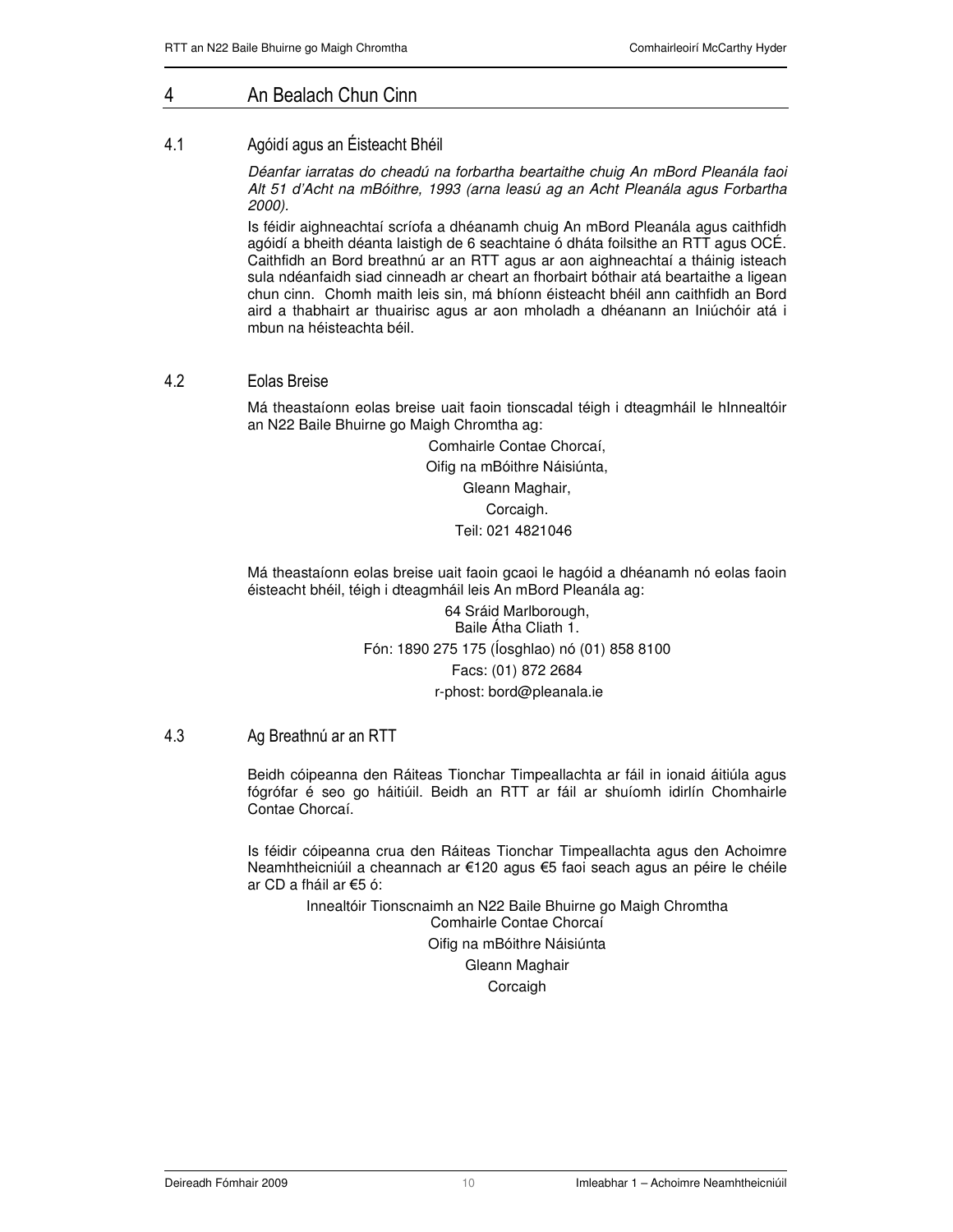# 4 An Bealach Chun Cinn

## 4.1 Agóidí agus an Éisteacht Bhéil

*Déanfar iarratas do cheadú na forbartha beartaithe chuig An mBord Pleanála faoi Alt 51 d'Acht na mBóithre, 1993 (arna leasú ag an Acht Pleanála agus Forbartha 2000).*

Is féidir aighneachtaí scríofa a dhéanamh chuig An mBord Pleanála agus caithfidh agóidí a bheith déanta laistigh de 6 seachtaine ó dháta foilsithe an RTT agus OCÉ. Caithfidh an Bord breathnú ar an RTT agus ar aon aighneachtaí a tháinig isteach sula ndéanfaidh siad cinneadh ar cheart an fhorbairt bóthair atá beartaithe a ligean chun cinn. Chomh maith leis sin, má bhíonn éisteacht bhéil ann caithfidh an Bord aird a thabhairt ar thuairisc agus ar aon mholadh a dhéanann an Iniúchóir atá i mbun na héisteachta béil.

## 4.2 Eolas Breise

Má theastaíonn eolas breise uait faoin tionscadal téigh i dteagmháil le hInnealtóir an N22 Baile Bhuirne go Maigh Chromtha ag:

Comhairle Contae Chorcaí,
Oifig na mBóithre Náisiúnta,
Gleann Maghair,
Corcaigh.
Teil: 021 4821046

Má theastaíonn eolas breise uait faoin gcaoi le hagóid a dhéanamh nó eolas faoin éisteacht bhéil, téigh i dteagmháil leis An mBord Pleanála ag:

64 Sráid Marlborough,
Baile Átha Cliath 1.
Fón: 1890 275 175 (Íosghlao) nó (01) 858 8100
Facs: (01) 872 2684
r-phost: bord@pleanala.ie

## 4.3 Ag Breathnú ar an RTT

Beidh cóipeanna den Ráiteas Tionchar Timpeallachta ar fáil in ionaid áitiúla agus fógrófar é seo go háitiúil. Beidh an RTT ar fáil ar shuíomh idirlín Chomhairle Contae Chorcaí.

Is féidir cóipeanna crua den Ráiteas Tionchar Timpeallachta agus den Achoimre Neamhtheicniúil a cheannach ar €120 agus €5 faoi seach agus an péire le chéile ar CD a fháil ar €5 ó:

Innealtóir Tionscnaimh an N22 Baile Bhuirne go Maigh Chromtha
Comhairle Contae Chorcaí
Oifig na mBóithre Náisiúnta
Gleann Maghair
Corcaigh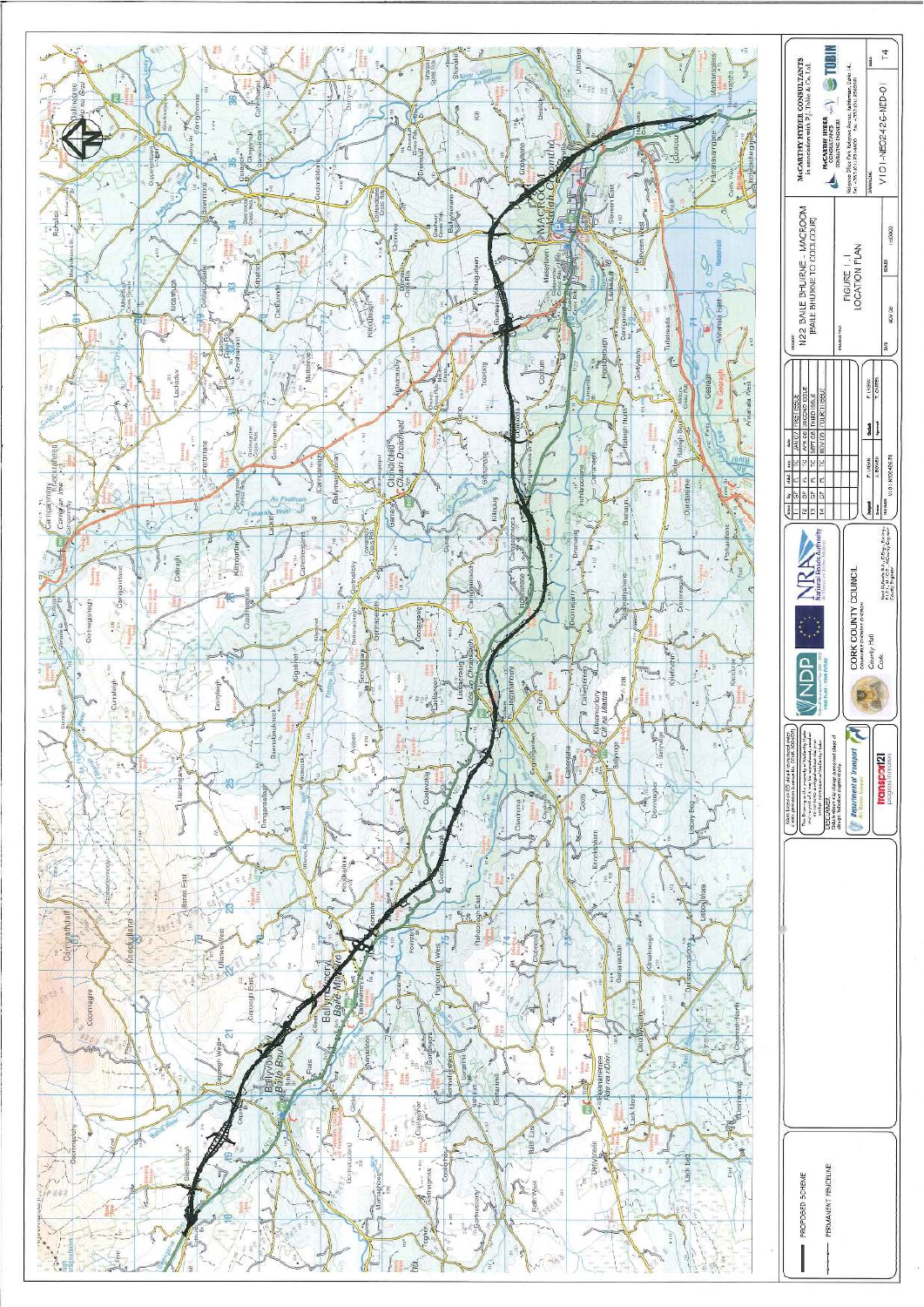PROPOSED SCHEME

PERMANENT FENCELINE

CORK COUNTY COUNCIL

County Hall

Cork.

N22 BAILE BHUIRNE - MACROOM

(BAILE BHUIRNE TO COOLCOUR)

FIGURE 1.1

LOCATION PLAN

MCCARTHY HYDER CONSULTANTS

in association with P.J. Tobin & Co. Ltd.

V101-NE02426-NED-01

T4